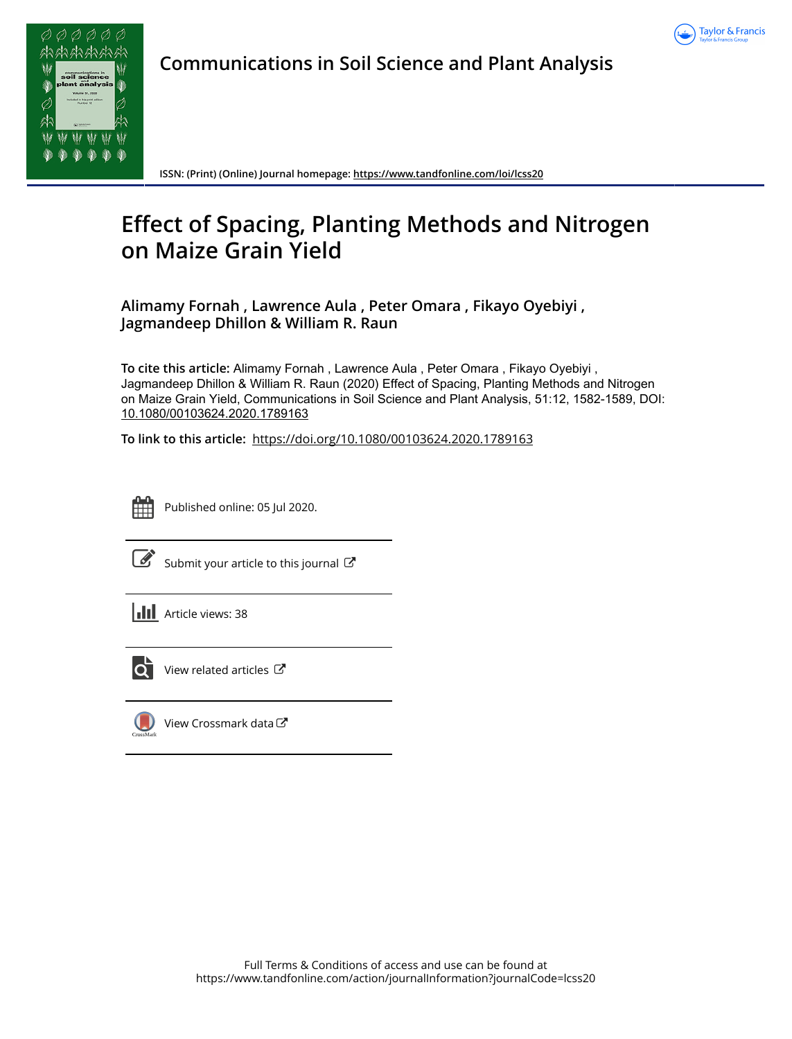# Communications in Soil Science and Plant Analysis

**ISSN: (Print) (Online) Journal homepage: https://www.tandfonline.com/loi/lcss20**

# Effect of Spacing, Planting Methods and Nitrogen on Maize Grain Yield

**Alimamy Fornah , Lawrence Aula , Peter Omara , Fikayo Oyebiyi , Jagmandeep Dhillon & William R. Raun**

**To cite this article:** Alimamy Fornah , Lawrence Aula , Peter Omara , Fikayo Oyebiyi , Jagmandeep Dhillon & William R. Raun (2020) Effect of Spacing, Planting Methods and Nitrogen on Maize Grain Yield, Communications in Soil Science and Plant Analysis, 51:12, 1582-1589, DOI: 10.1080/00103624.2020.1789163

**To link to this article:** https://doi.org/10.1080/00103624.2020.1789163

Published online: 05 Jul 2020.

Submit your article to this journal

Article views: 38

View related articles

View Crossmark data

Full Terms & Conditions of access and use can be found at https://www.tandfonline.com/action/journalInformation?journalCode=lcss20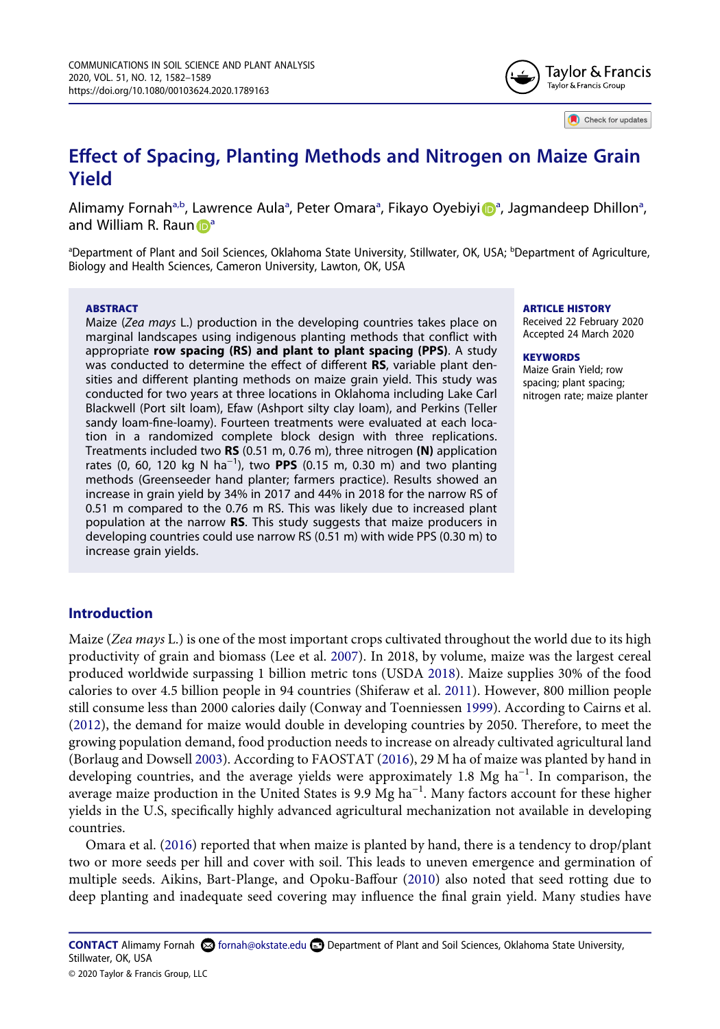# Effect of Spacing, Planting Methods and Nitrogen on Maize Grain Yield

Alimamy Fornah[a,b], Lawrence Aula[a], Peter Omara[a], Fikayo Oyebiyi[a], Jagmandeep Dhillon[a], and William R. Raun[a]

[a]Department of Plant and Soil Sciences, Oklahoma State University, Stillwater, OK, USA; [b]Department of Agriculture, Biology and Health Sciences, Cameron University, Lawton, OK, USA

## ABSTRACT

Maize (*Zea mays* L.) production in the developing countries takes place on marginal landscapes using indigenous planting methods that conflict with appropriate **row spacing (RS) and plant to plant spacing (PPS)**. A study was conducted to determine the effect of different **RS**, variable plant densities and different planting methods on maize grain yield. This study was conducted for two years at three locations in Oklahoma including Lake Carl Blackwell (Port silt loam), Efaw (Ashport silty clay loam), and Perkins (Teller sandy loam-fine-loamy). Fourteen treatments were evaluated at each location in a randomized complete block design with three replications. Treatments included two **RS** (0.51 m, 0.76 m), three nitrogen **(N)** application rates (0, 60, 120 kg N ha$^{-1}$), two **PPS** (0.15 m, 0.30 m) and two planting methods (Greenseeder hand planter; farmers practice). Results showed an increase in grain yield by 34% in 2017 and 44% in 2018 for the narrow RS of 0.51 m compared to the 0.76 m RS. This was likely due to increased plant population at the narrow **RS**. This study suggests that maize producers in developing countries could use narrow RS (0.51 m) with wide PPS (0.30 m) to increase grain yields.

## ARTICLE HISTORY

Received 22 February 2020
Accepted 24 March 2020

## KEYWORDS

Maize Grain Yield; row spacing; plant spacing; nitrogen rate; maize planter

## Introduction

Maize (*Zea mays* L.) is one of the most important crops cultivated throughout the world due to its high productivity of grain and biomass (Lee et al. 2007). In 2018, by volume, maize was the largest cereal produced worldwide surpassing 1 billion metric tons (USDA 2018). Maize supplies 30% of the food calories to over 4.5 billion people in 94 countries (Shiferaw et al. 2011). However, 800 million people still consume less than 2000 calories daily (Conway and Toenniessen 1999). According to Cairns et al. (2012), the demand for maize would double in developing countries by 2050. Therefore, to meet the growing population demand, food production needs to increase on already cultivated agricultural land (Borlaug and Dowsell 2003). According to FAOSTAT (2016), 29 M ha of maize was planted by hand in developing countries, and the average yields were approximately 1.8 Mg ha$^{-1}$. In comparison, the average maize production in the United States is 9.9 Mg ha$^{-1}$. Many factors account for these higher yields in the U.S, specifically highly advanced agricultural mechanization not available in developing countries.

Omara et al. (2016) reported that when maize is planted by hand, there is a tendency to drop/plant two or more seeds per hill and cover with soil. This leads to uneven emergence and germination of multiple seeds. Aikins, Bart-Plange, and Opoku-Baffour (2010) also noted that seed rotting due to deep planting and inadequate seed covering may influence the final grain yield. Many studies have

**CONTACT** Alimamy Fornah fornah@okstate.edu Department of Plant and Soil Sciences, Oklahoma State University, Stillwater, OK, USA

© 2020 Taylor & Francis Group, LLC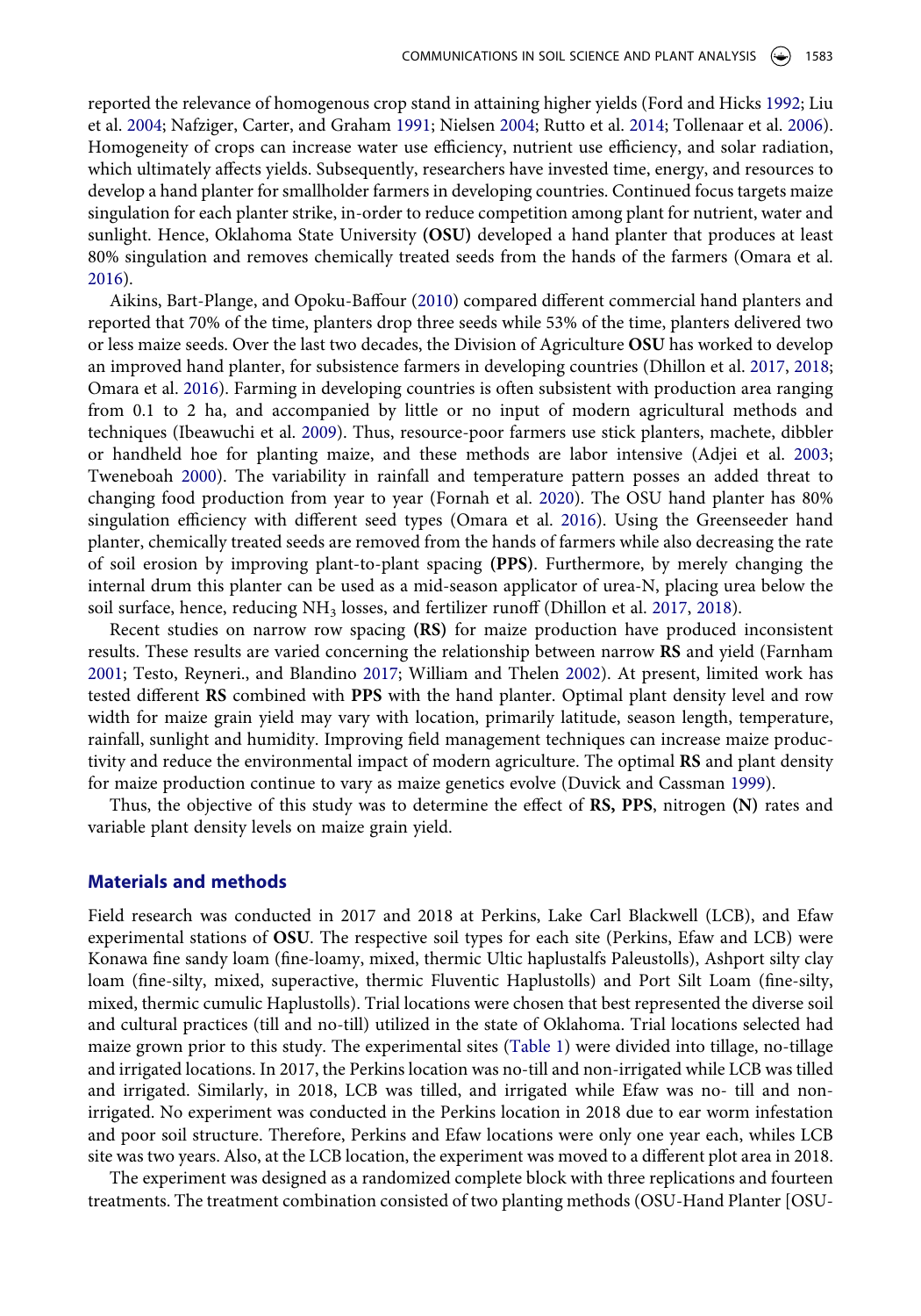reported the relevance of homogenous crop stand in attaining higher yields (Ford and Hicks 1992; Liu et al. 2004; Nafziger, Carter, and Graham 1991; Nielsen 2004; Rutto et al. 2014; Tollenaar et al. 2006). Homogeneity of crops can increase water use efficiency, nutrient use efficiency, and solar radiation, which ultimately affects yields. Subsequently, researchers have invested time, energy, and resources to develop a hand planter for smallholder farmers in developing countries. Continued focus targets maize singulation for each planter strike, in-order to reduce competition among plant for nutrient, water and sunlight. Hence, Oklahoma State University **(OSU)** developed a hand planter that produces at least 80% singulation and removes chemically treated seeds from the hands of the farmers (Omara et al. 2016).

Aikins, Bart-Plange, and Opoku-Baffour (2010) compared different commercial hand planters and reported that 70% of the time, planters drop three seeds while 53% of the time, planters delivered two or less maize seeds. Over the last two decades, the Division of Agriculture **OSU** has worked to develop an improved hand planter, for subsistence farmers in developing countries (Dhillon et al. 2017, 2018; Omara et al. 2016). Farming in developing countries is often subsistent with production area ranging from 0.1 to 2 ha, and accompanied by little or no input of modern agricultural methods and techniques (Ibeawuchi et al. 2009). Thus, resource-poor farmers use stick planters, machete, dibbler or handheld hoe for planting maize, and these methods are labor intensive (Adjei et al. 2003; Tweneboah 2000). The variability in rainfall and temperature pattern posses an added threat to changing food production from year to year (Fornah et al. 2020). The OSU hand planter has 80% singulation efficiency with different seed types (Omara et al. 2016). Using the Greenseeder hand planter, chemically treated seeds are removed from the hands of farmers while also decreasing the rate of soil erosion by improving plant-to-plant spacing **(PPS)**. Furthermore, by merely changing the internal drum this planter can be used as a mid-season applicator of urea-N, placing urea below the soil surface, hence, reducing $NH_3$ losses, and fertilizer runoff (Dhillon et al. 2017, 2018).

Recent studies on narrow row spacing **(RS)** for maize production have produced inconsistent results. These results are varied concerning the relationship between narrow **RS** and yield (Farnham 2001; Testo, Reyneri., and Blandino 2017; William and Thelen 2002). At present, limited work has tested different **RS** combined with **PPS** with the hand planter. Optimal plant density level and row width for maize grain yield may vary with location, primarily latitude, season length, temperature, rainfall, sunlight and humidity. Improving field management techniques can increase maize productivity and reduce the environmental impact of modern agriculture. The optimal **RS** and plant density for maize production continue to vary as maize genetics evolve (Duvick and Cassman 1999).

Thus, the objective of this study was to determine the effect of **RS, PPS**, nitrogen **(N)** rates and variable plant density levels on maize grain yield.

## Materials and methods

Field research was conducted in 2017 and 2018 at Perkins, Lake Carl Blackwell (LCB), and Efaw experimental stations of **OSU**. The respective soil types for each site (Perkins, Efaw and LCB) were Konawa fine sandy loam (fine-loamy, mixed, thermic Ultic haplustalfs Paleustolls), Ashport silty clay loam (fine-silty, mixed, superactive, thermic Fluventic Haplustolls) and Port Silt Loam (fine-silty, mixed, thermic cumulic Haplustolls). Trial locations were chosen that best represented the diverse soil and cultural practices (till and no-till) utilized in the state of Oklahoma. Trial locations selected had maize grown prior to this study. The experimental sites (Table 1) were divided into tillage, no-tillage and irrigated locations. In 2017, the Perkins location was no-till and non-irrigated while LCB was tilled and irrigated. Similarly, in 2018, LCB was tilled, and irrigated while Efaw was no- till and non-irrigated. No experiment was conducted in the Perkins location in 2018 due to ear worm infestation and poor soil structure. Therefore, Perkins and Efaw locations were only one year each, whiles LCB site was two years. Also, at the LCB location, the experiment was moved to a different plot area in 2018.

The experiment was designed as a randomized complete block with three replications and fourteen treatments. The treatment combination consisted of two planting methods (OSU-Hand Planter [OSU-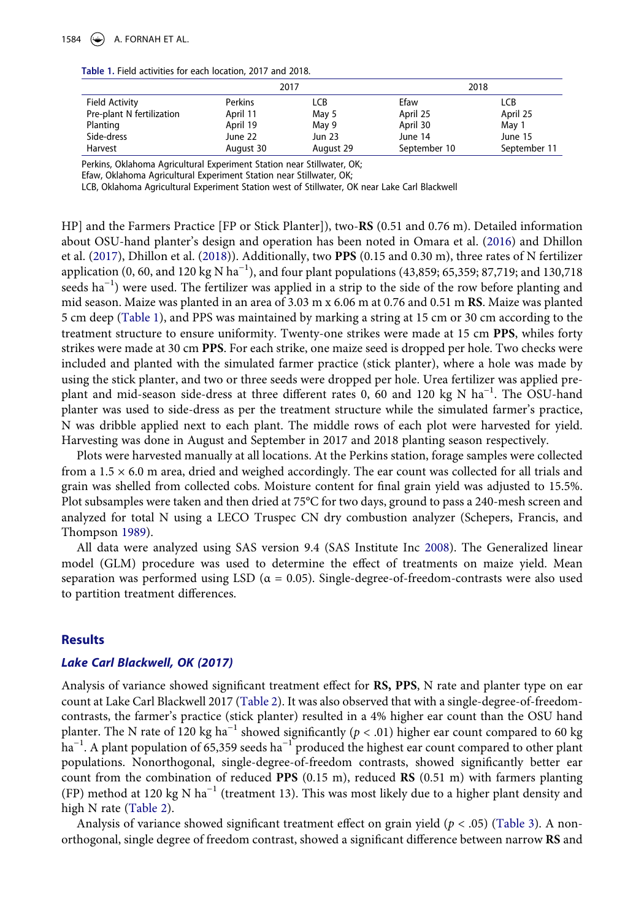Table 1. Field activities for each location, 2017 and 2018.

| | 2017 | | 2018 | |
|---|---|---|---|---|
| Field Activity | Perkins | LCB | Efaw | LCB |
| Pre-plant N fertilization | April 11 | May 5 | April 25 | April 25 |
| Planting | April 19 | May 9 | April 30 | May 1 |
| Side-dress | June 22 | Jun 23 | June 14 | June 15 |
| Harvest | August 30 | August 29 | September 10 | September 11 |

Perkins, Oklahoma Agricultural Experiment Station near Stillwater, OK;
Efaw, Oklahoma Agricultural Experiment Station near Stillwater, OK;
LCB, Oklahoma Agricultural Experiment Station west of Stillwater, OK near Lake Carl Blackwell

HP] and the Farmers Practice [FP or Stick Planter]), two-**RS** (0.51 and 0.76 m). Detailed information about OSU-hand planter's design and operation has been noted in Omara et al. (2016) and Dhillon et al. (2017), Dhillon et al. (2018)). Additionally, two **PPS** (0.15 and 0.30 m), three rates of N fertilizer application (0, 60, and 120 kg N ha$^{-1}$), and four plant populations (43,859; 65,359; 87,719; and 130,718 seeds ha$^{-1}$) were used. The fertilizer was applied in a strip to the side of the row before planting and mid season. Maize was planted in an area of 3.03 m x 6.06 m at 0.76 and 0.51 m **RS**. Maize was planted 5 cm deep (Table 1), and PPS was maintained by marking a string at 15 cm or 30 cm according to the treatment structure to ensure uniformity. Twenty-one strikes were made at 15 cm **PPS**, whiles forty strikes were made at 30 cm **PPS**. For each strike, one maize seed is dropped per hole. Two checks were included and planted with the simulated farmer practice (stick planter), where a hole was made by using the stick planter, and two or three seeds were dropped per hole. Urea fertilizer was applied pre-plant and mid-season side-dress at three different rates 0, 60 and 120 kg N ha$^{-1}$. The OSU-hand planter was used to side-dress as per the treatment structure while the simulated farmer's practice, N was dribble applied next to each plant. The middle rows of each plot were harvested for yield. Harvesting was done in August and September in 2017 and 2018 planting season respectively.

Plots were harvested manually at all locations. At the Perkins station, forage samples were collected from a 1.5 × 6.0 m area, dried and weighed accordingly. The ear count was collected for all trials and grain was shelled from collected cobs. Moisture content for final grain yield was adjusted to 15.5%. Plot subsamples were taken and then dried at 75°C for two days, ground to pass a 240-mesh screen and analyzed for total N using a LECO Truspec CN dry combustion analyzer (Schepers, Francis, and Thompson 1989).

All data were analyzed using SAS version 9.4 (SAS Institute Inc 2008). The Generalized linear model (GLM) procedure was used to determine the effect of treatments on maize yield. Mean separation was performed using LSD ($\alpha = 0.05$). Single-degree-of-freedom-contrasts were also used to partition treatment differences.

## Results

### *Lake Carl Blackwell, OK (2017)*

Analysis of variance showed significant treatment effect for **RS, PPS**, N rate and planter type on ear count at Lake Carl Blackwell 2017 (Table 2). It was also observed that with a single-degree-of-freedom-contrasts, the farmer's practice (stick planter) resulted in a 4% higher ear count than the OSU hand planter. The N rate of 120 kg ha$^{-1}$ showed significantly ($p < .01$) higher ear count compared to 60 kg ha$^{-1}$. A plant population of 65,359 seeds ha$^{-1}$ produced the highest ear count compared to other plant populations. Nonorthogonal, single-degree-of-freedom contrasts, showed significantly better ear count from the combination of reduced **PPS** (0.15 m), reduced **RS** (0.51 m) with farmers planting (FP) method at 120 kg N ha$^{-1}$ (treatment 13). This was most likely due to a higher plant density and high N rate (Table 2).

Analysis of variance showed significant treatment effect on grain yield ($p < .05$) (Table 3). A non-orthogonal, single degree of freedom contrast, showed a significant difference between narrow **RS** and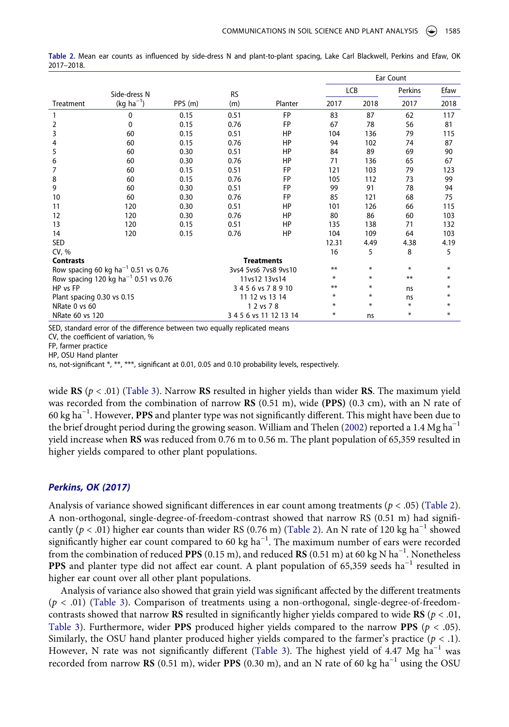**Table 2.** Mean ear counts as influenced by side-dress N and plant-to-plant spacing, Lake Carl Blackwell, Perkins and Efaw, OK 2017–2018.

| | | | | | Ear Count | | | |
|---|---|---|---|---|---|---|---|---|
| | Side-dress N | | RS | | LCB | | Perkins | Efaw |
| Treatment | (kg ha$^{-1}$) | PPS (m) | (m) | Planter | 2017 | 2018 | 2017 | 2018 |
| 1 | 0 | 0.15 | 0.51 | FP | 83 | 87 | 62 | 117 |
| 2 | 0 | 0.15 | 0.76 | FP | 67 | 78 | 56 | 81 |
| 3 | 60 | 0.15 | 0.51 | HP | 104 | 136 | 79 | 115 |
| 4 | 60 | 0.15 | 0.76 | HP | 94 | 102 | 74 | 87 |
| 5 | 60 | 0.30 | 0.51 | HP | 84 | 89 | 69 | 90 |
| 6 | 60 | 0.30 | 0.76 | HP | 71 | 136 | 65 | 67 |
| 7 | 60 | 0.15 | 0.51 | FP | 121 | 103 | 79 | 123 |
| 8 | 60 | 0.15 | 0.76 | FP | 105 | 112 | 73 | 99 |
| 9 | 60 | 0.30 | 0.51 | FP | 99 | 91 | 78 | 94 |
| 10 | 60 | 0.30 | 0.76 | FP | 85 | 121 | 68 | 75 |
| 11 | 120 | 0.30 | 0.51 | HP | 101 | 126 | 66 | 115 |
| 12 | 120 | 0.30 | 0.76 | HP | 80 | 86 | 60 | 103 |
| 13 | 120 | 0.15 | 0.51 | HP | 135 | 138 | 71 | 132 |
| 14 | 120 | 0.15 | 0.76 | HP | 104 | 109 | 64 | 103 |
| SED | | | | | 12.31 | 4.49 | 4.38 | 4.19 |
| CV, % | | | | | 16 | 5 | 8 | 5 |
| **Contrasts** | | | **Treatments** | | | | | |
| Row spacing 60 kg ha$^{-1}$ 0.51 vs 0.76 | | | 3vs4 5vs6 7vs8 9vs10 | | ** | * | * | * |
| Row spacing 120 kg ha$^{-1}$ 0.51 vs 0.76 | | | 11vs12 13vs14 | | * | * | ** | * |
| HP vs FP | | | 3 4 5 6 vs 7 8 9 10 | | ** | * | ns | * |
| Plant spacing 0.30 vs 0.15 | | | 11 12 vs 13 14 | | * | * | ns | * |
| NRate 0 vs 60 | | | 1 2 vs 7 8 | | * | * | * | * |
| NRate 60 vs 120 | | | 3 4 5 6 vs 11 12 13 14 | | * | ns | * | * |

SED, standard error of the difference between two equally replicated means

CV, the coefficient of variation, %

FP, farmer practice

HP, OSU Hand planter

ns, not-significant *, **, ***, significant at 0.01, 0.05 and 0.10 probability levels, respectively.

wide **RS** ($p < .01$) (Table 3). Narrow **RS** resulted in higher yields than wider **RS**. The maximum yield was recorded from the combination of narrow **RS** (0.51 m), wide **(PPS)** (0.3 cm), with an N rate of 60 kg ha$^{-1}$. However, **PPS** and planter type was not significantly different. This might have been due to the brief drought period during the growing season. William and Thelen (2002) reported a 1.4 Mg ha$^{-1}$ yield increase when **RS** was reduced from 0.76 m to 0.56 m. The plant population of 65,359 resulted in higher yields compared to other plant populations.

### *Perkins, OK (2017)*

Analysis of variance showed significant differences in ear count among treatments ($p < .05$) (Table 2). A non-orthogonal, single-degree-of-freedom-contrast showed that narrow RS (0.51 m) had significantly ($p < .01$) higher ear counts than wider RS (0.76 m) (Table 2). An N rate of 120 kg ha$^{-1}$ showed significantly higher ear count compared to 60 kg ha$^{-1}$. The maximum number of ears were recorded from the combination of reduced **PPS** (0.15 m), and reduced **RS** (0.51 m) at 60 kg N ha$^{-1}$. Nonetheless **PPS** and planter type did not affect ear count. A plant population of 65,359 seeds ha$^{-1}$ resulted in higher ear count over all other plant populations.

Analysis of variance also showed that grain yield was significant affected by the different treatments ($p < .01$) (Table 3). Comparison of treatments using a non-orthogonal, single-degree-of-freedom-contrasts showed that narrow **RS** resulted in significantly higher yields compared to wide **RS** ($p < .01$, Table 3). Furthermore, wider **PPS** produced higher yields compared to the narrow **PPS** ($p < .05$). Similarly, the OSU hand planter produced higher yields compared to the farmer's practice ($p < .1$). However, N rate was not significantly different (Table 3). The highest yield of 4.47 Mg ha$^{-1}$ was recorded from narrow **RS** (0.51 m), wider **PPS** (0.30 m), and an N rate of 60 kg ha$^{-1}$ using the OSU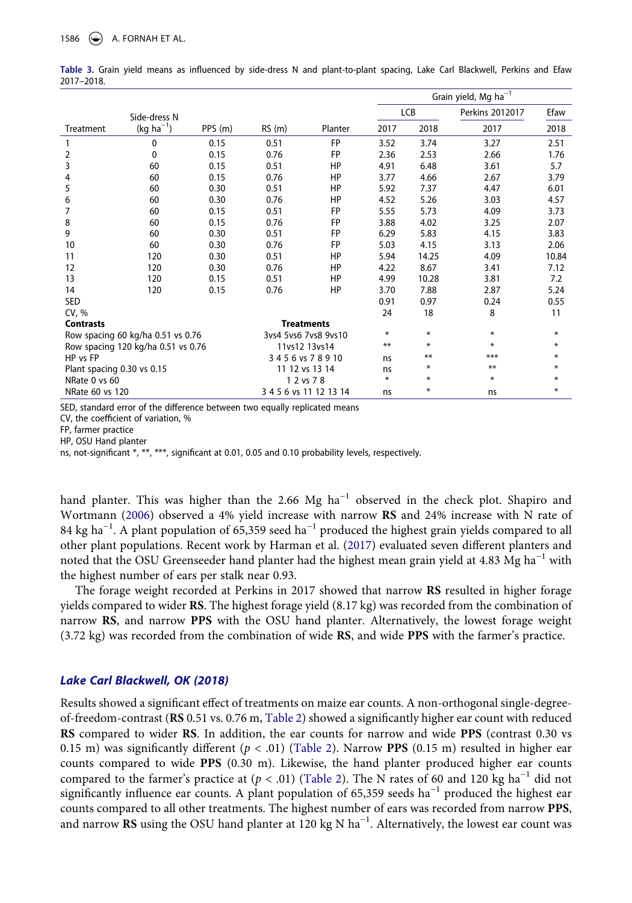**Table 3.** Grain yield means as influenced by side-dress N and plant-to-plant spacing, Lake Carl Blackwell, Perkins and Efaw 2017–2018.

| | | | | | Grain yield, Mg ha$^{-1}$ | | | |
|---|---|---|---|---|---|---|---|---|
| | | | | | LCB | | Perkins 2012017 | Efaw |
| Treatment | Side-dress N (kg ha$^{-1}$) | PPS (m) | RS (m) | Planter | 2017 | 2018 | 2017 | 2018 |
| 1 | 0 | 0.15 | 0.51 | FP | 3.52 | 3.74 | 3.27 | 2.51 |
| 2 | 0 | 0.15 | 0.76 | FP | 2.36 | 2.53 | 2.66 | 1.76 |
| 3 | 60 | 0.15 | 0.51 | HP | 4.91 | 6.48 | 3.61 | 5.7 |
| 4 | 60 | 0.15 | 0.76 | HP | 3.77 | 4.66 | 2.67 | 3.79 |
| 5 | 60 | 0.30 | 0.51 | HP | 5.92 | 7.37 | 4.47 | 6.01 |
| 6 | 60 | 0.30 | 0.76 | HP | 4.52 | 5.26 | 3.03 | 4.57 |
| 7 | 60 | 0.15 | 0.51 | FP | 5.55 | 5.73 | 4.09 | 3.73 |
| 8 | 60 | 0.15 | 0.76 | FP | 3.88 | 4.02 | 3.25 | 2.07 |
| 9 | 60 | 0.30 | 0.51 | FP | 6.29 | 5.83 | 4.15 | 3.83 |
| 10 | 60 | 0.30 | 0.76 | FP | 5.03 | 4.15 | 3.13 | 2.06 |
| 11 | 120 | 0.30 | 0.51 | HP | 5.94 | 14.25 | 4.09 | 10.84 |
| 12 | 120 | 0.30 | 0.76 | HP | 4.22 | 8.67 | 3.41 | 7.12 |
| 13 | 120 | 0.15 | 0.51 | HP | 4.99 | 10.28 | 3.81 | 7.2 |
| 14 | 120 | 0.15 | 0.76 | HP | 3.70 | 7.88 | 2.87 | 5.24 |
| SED | | | | | 0.91 | 0.97 | 0.24 | 0.55 |
| CV, % | | | | | 24 | 18 | 8 | 11 |
| **Contrasts** | | | **Treatments** | | | | | |
| Row spacing 60 kg/ha 0.51 vs 0.76 | | | 3vs4 5vs6 7vs8 9vs10 | | * | * | * | * |
| Row spacing 120 kg/ha 0.51 vs 0.76 | | | 11vs12 13vs14 | | ** | * | * | * |
| HP vs FP | | | 3 4 5 6 vs 7 8 9 10 | | ns | ** | *** | * |
| Plant spacing 0.30 vs 0.15 | | | 11 12 vs 13 14 | | ns | * | ** | * |
| NRate 0 vs 60 | | | 1 2 vs 7 8 | | * | * | * | * |
| NRate 60 vs 120 | | | 3 4 5 6 vs 11 12 13 14 | | ns | * | ns | * |

SED, standard error of the difference between two equally replicated means
CV, the coefficient of variation, %
FP, farmer practice
HP, OSU Hand planter
ns, not-significant *, **, ***, significant at 0.01, 0.05 and 0.10 probability levels, respectively.

hand planter. This was higher than the 2.66 Mg ha$^{-1}$ observed in the check plot. Shapiro and Wortmann (2006) observed a 4% yield increase with narrow **RS** and 24% increase with N rate of 84 kg ha$^{-1}$. A plant population of 65,359 seed ha$^{-1}$ produced the highest grain yields compared to all other plant populations. Recent work by Harman et al. (2017) evaluated seven different planters and noted that the OSU Greenseeder hand planter had the highest mean grain yield at 4.83 Mg ha$^{-1}$ with the highest number of ears per stalk near 0.93.

The forage weight recorded at Perkins in 2017 showed that narrow **RS** resulted in higher forage yields compared to wider **RS**. The highest forage yield (8.17 kg) was recorded from the combination of narrow **RS**, and narrow **PPS** with the OSU hand planter. Alternatively, the lowest forage weight (3.72 kg) was recorded from the combination of wide **RS**, and wide **PPS** with the farmer's practice.

### *Lake Carl Blackwell, OK (2018)*

Results showed a significant effect of treatments on maize ear counts. A non-orthogonal single-degree-of-freedom-contrast (**RS** 0.51 vs. 0.76 m, Table 2) showed a significantly higher ear count with reduced **RS** compared to wider **RS**. In addition, the ear counts for narrow and wide **PPS** (contrast 0.30 vs 0.15 m) was significantly different ($p < .01$) (Table 2). Narrow **PPS** (0.15 m) resulted in higher ear counts compared to wide **PPS** (0.30 m). Likewise, the hand planter produced higher ear counts compared to the farmer's practice at ($p < .01$) (Table 2). The N rates of 60 and 120 kg ha$^{-1}$ did not significantly influence ear counts. A plant population of 65,359 seeds ha$^{-1}$ produced the highest ear counts compared to all other treatments. The highest number of ears was recorded from narrow **PPS**, and narrow **RS** using the OSU hand planter at 120 kg N ha$^{-1}$. Alternatively, the lowest ear count was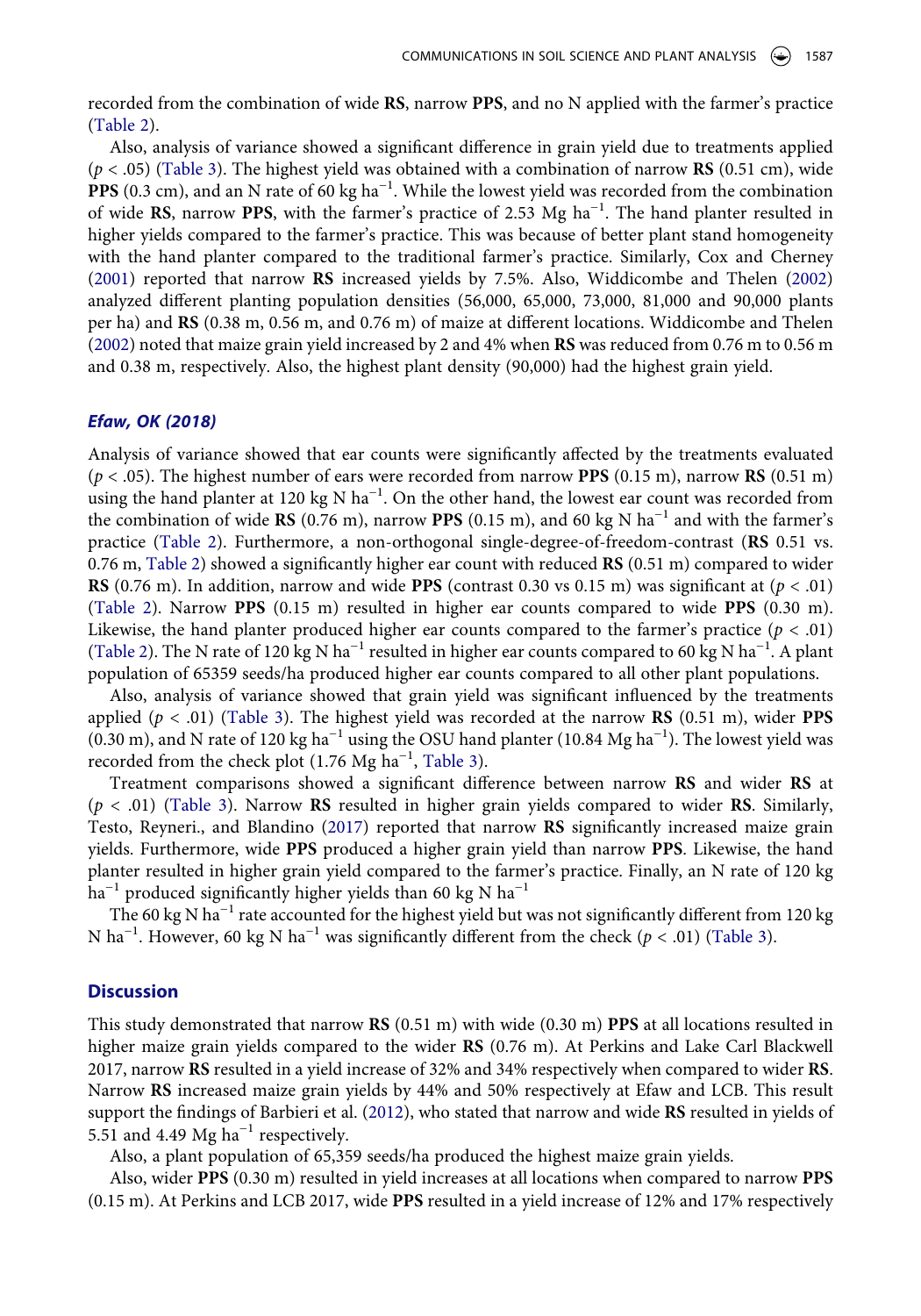recorded from the combination of wide **RS**, narrow **PPS**, and no N applied with the farmer's practice (Table 2).

Also, analysis of variance showed a significant difference in grain yield due to treatments applied ($p < .05$) (Table 3). The highest yield was obtained with a combination of narrow **RS** (0.51 cm), wide **PPS** (0.3 cm), and an N rate of 60 kg ha$^{-1}$. While the lowest yield was recorded from the combination of wide **RS**, narrow **PPS**, with the farmer's practice of 2.53 Mg ha$^{-1}$. The hand planter resulted in higher yields compared to the farmer's practice. This was because of better plant stand homogeneity with the hand planter compared to the traditional farmer's practice. Similarly, Cox and Cherney (2001) reported that narrow **RS** increased yields by 7.5%. Also, Widdicombe and Thelen (2002) analyzed different planting population densities (56,000, 65,000, 73,000, 81,000 and 90,000 plants per ha) and **RS** (0.38 m, 0.56 m, and 0.76 m) of maize at different locations. Widdicombe and Thelen (2002) noted that maize grain yield increased by 2 and 4% when **RS** was reduced from 0.76 m to 0.56 m and 0.38 m, respectively. Also, the highest plant density (90,000) had the highest grain yield.

### *Efaw, OK (2018)*

Analysis of variance showed that ear counts were significantly affected by the treatments evaluated ($p < .05$). The highest number of ears were recorded from narrow **PPS** (0.15 m), narrow **RS** (0.51 m) using the hand planter at 120 kg N ha$^{-1}$. On the other hand, the lowest ear count was recorded from the combination of wide **RS** (0.76 m), narrow **PPS** (0.15 m), and 60 kg N ha$^{-1}$ and with the farmer's practice (Table 2). Furthermore, a non-orthogonal single-degree-of-freedom-contrast (**RS** 0.51 vs. 0.76 m, Table 2) showed a significantly higher ear count with reduced **RS** (0.51 m) compared to wider **RS** (0.76 m). In addition, narrow and wide **PPS** (contrast 0.30 vs 0.15 m) was significant at ($p < .01$) (Table 2). Narrow **PPS** (0.15 m) resulted in higher ear counts compared to wide **PPS** (0.30 m). Likewise, the hand planter produced higher ear counts compared to the farmer's practice ($p < .01$) (Table 2). The N rate of 120 kg N ha$^{-1}$ resulted in higher ear counts compared to 60 kg N ha$^{-1}$. A plant population of 65359 seeds/ha produced higher ear counts compared to all other plant populations.

Also, analysis of variance showed that grain yield was significant influenced by the treatments applied ($p < .01$) (Table 3). The highest yield was recorded at the narrow **RS** (0.51 m), wider **PPS** (0.30 m), and N rate of 120 kg ha$^{-1}$ using the OSU hand planter (10.84 Mg ha$^{-1}$). The lowest yield was recorded from the check plot (1.76 Mg ha$^{-1}$, Table 3).

Treatment comparisons showed a significant difference between narrow **RS** and wider **RS** at ($p < .01$) (Table 3). Narrow **RS** resulted in higher grain yields compared to wider **RS**. Similarly, Testo, Reyneri., and Blandino (2017) reported that narrow **RS** significantly increased maize grain yields. Furthermore, wide **PPS** produced a higher grain yield than narrow **PPS**. Likewise, the hand planter resulted in higher grain yield compared to the farmer's practice. Finally, an N rate of 120 kg ha$^{-1}$ produced significantly higher yields than 60 kg N ha$^{-1}$

The 60 kg N ha$^{-1}$ rate accounted for the highest yield but was not significantly different from 120 kg N ha$^{-1}$. However, 60 kg N ha$^{-1}$ was significantly different from the check ($p < .01$) (Table 3).

## Discussion

This study demonstrated that narrow **RS** (0.51 m) with wide (0.30 m) **PPS** at all locations resulted in higher maize grain yields compared to the wider **RS** (0.76 m). At Perkins and Lake Carl Blackwell 2017, narrow **RS** resulted in a yield increase of 32% and 34% respectively when compared to wider **RS**. Narrow **RS** increased maize grain yields by 44% and 50% respectively at Efaw and LCB. This result support the findings of Barbieri et al. (2012), who stated that narrow and wide **RS** resulted in yields of 5.51 and 4.49 Mg ha$^{-1}$ respectively.

Also, a plant population of 65,359 seeds/ha produced the highest maize grain yields.

Also, wider **PPS** (0.30 m) resulted in yield increases at all locations when compared to narrow **PPS** (0.15 m). At Perkins and LCB 2017, wide **PPS** resulted in a yield increase of 12% and 17% respectively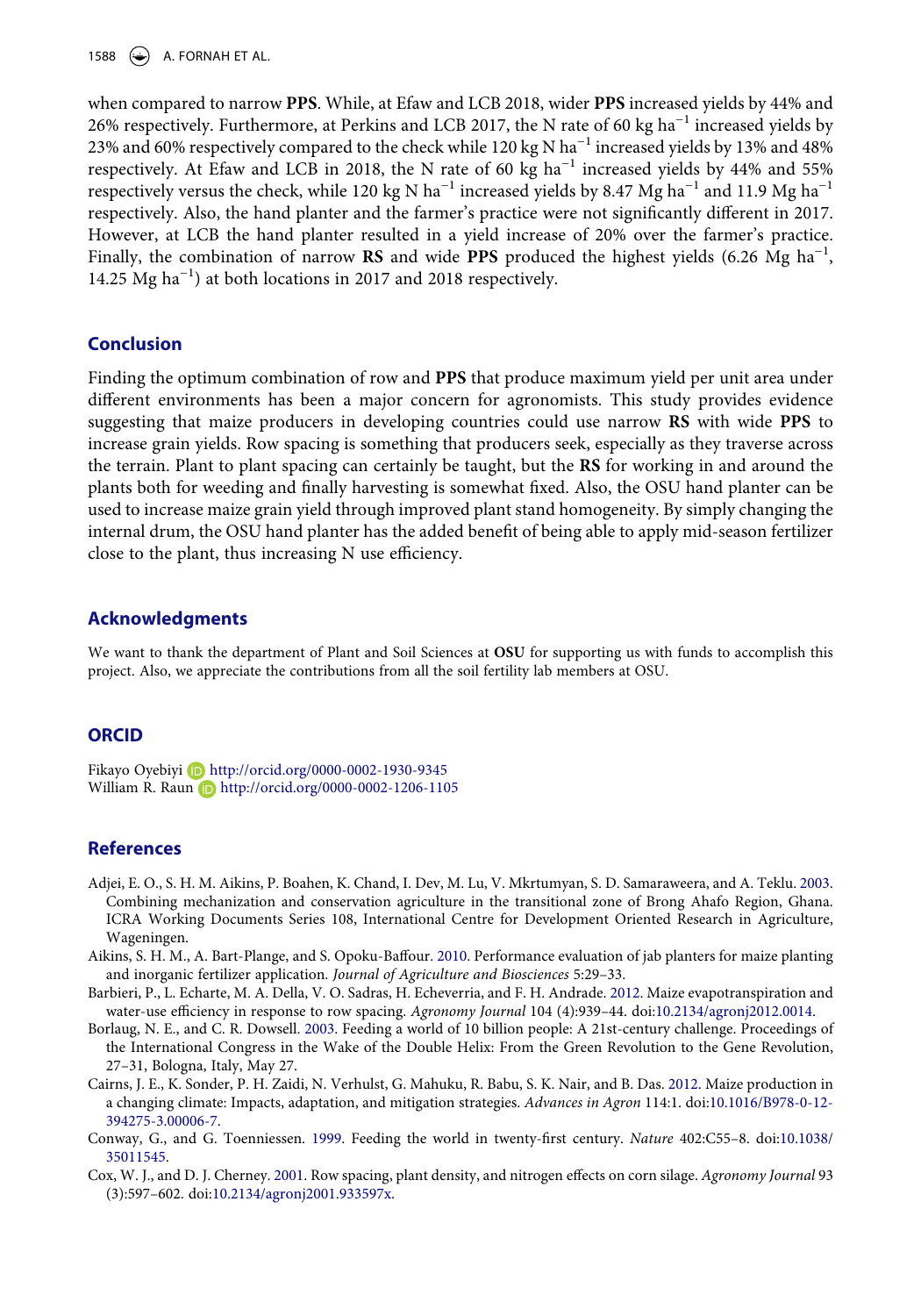when compared to narrow **PPS**. While, at Efaw and LCB 2018, wider **PPS** increased yields by 44% and 26% respectively. Furthermore, at Perkins and LCB 2017, the N rate of 60 kg ha$^{-1}$ increased yields by 23% and 60% respectively compared to the check while 120 kg N ha$^{-1}$ increased yields by 13% and 48% respectively. At Efaw and LCB in 2018, the N rate of 60 kg ha$^{-1}$ increased yields by 44% and 55% respectively versus the check, while 120 kg N ha$^{-1}$ increased yields by 8.47 Mg ha$^{-1}$ and 11.9 Mg ha$^{-1}$ respectively. Also, the hand planter and the farmer's practice were not significantly different in 2017. However, at LCB the hand planter resulted in a yield increase of 20% over the farmer's practice. Finally, the combination of narrow **RS** and wide **PPS** produced the highest yields (6.26 Mg ha$^{-1}$, 14.25 Mg ha$^{-1}$) at both locations in 2017 and 2018 respectively.

## Conclusion

Finding the optimum combination of row and **PPS** that produce maximum yield per unit area under different environments has been a major concern for agronomists. This study provides evidence suggesting that maize producers in developing countries could use narrow **RS** with wide **PPS** to increase grain yields. Row spacing is something that producers seek, especially as they traverse across the terrain. Plant to plant spacing can certainly be taught, but the **RS** for working in and around the plants both for weeding and finally harvesting is somewhat fixed. Also, the OSU hand planter can be used to increase maize grain yield through improved plant stand homogeneity. By simply changing the internal drum, the OSU hand planter has the added benefit of being able to apply mid-season fertilizer close to the plant, thus increasing N use efficiency.

## Acknowledgments

We want to thank the department of Plant and Soil Sciences at **OSU** for supporting us with funds to accomplish this project. Also, we appreciate the contributions from all the soil fertility lab members at OSU.

## ORCID

Fikayo Oyebiyi http://orcid.org/0000-0002-1930-9345
William R. Raun http://orcid.org/0000-0002-1206-1105

## References

Adjei, E. O., S. H. M. Aikins, P. Boahen, K. Chand, I. Dev, M. Lu, V. Mkrtumyan, S. D. Samaraweera, and A. Teklu. 2003. Combining mechanization and conservation agriculture in the transitional zone of Brong Ahafo Region, Ghana. ICRA Working Documents Series 108, International Centre for Development Oriented Research in Agriculture, Wageningen.

Aikins, S. H. M., A. Bart-Plange, and S. Opoku-Baffour. 2010. Performance evaluation of jab planters for maize planting and inorganic fertilizer application. *Journal of Agriculture and Biosciences* 5:29–33.

Barbieri, P., L. Echarte, M. A. Della, V. O. Sadras, H. Echeverria, and F. H. Andrade. 2012. Maize evapotranspiration and water-use efficiency in response to row spacing. *Agronomy Journal* 104 (4):939–44. doi:10.2134/agronj2012.0014.

Borlaug, N. E., and C. R. Dowsell. 2003. Feeding a world of 10 billion people: A 21st-century challenge. Proceedings of the International Congress in the Wake of the Double Helix: From the Green Revolution to the Gene Revolution, 27–31, Bologna, Italy, May 27.

Cairns, J. E., K. Sonder, P. H. Zaidi, N. Verhulst, G. Mahuku, R. Babu, S. K. Nair, and B. Das. 2012. Maize production in a changing climate: Impacts, adaptation, and mitigation strategies. *Advances in Agron* 114:1. doi:10.1016/B978-0-12-394275-3.00006-7.

Conway, G., and G. Toenniessen. 1999. Feeding the world in twenty-first century. *Nature* 402:C55–8. doi:10.1038/35011545.

Cox, W. J., and D. J. Cherney. 2001. Row spacing, plant density, and nitrogen effects on corn silage. *Agronomy Journal* 93 (3):597–602. doi:10.2134/agronj2001.933597x.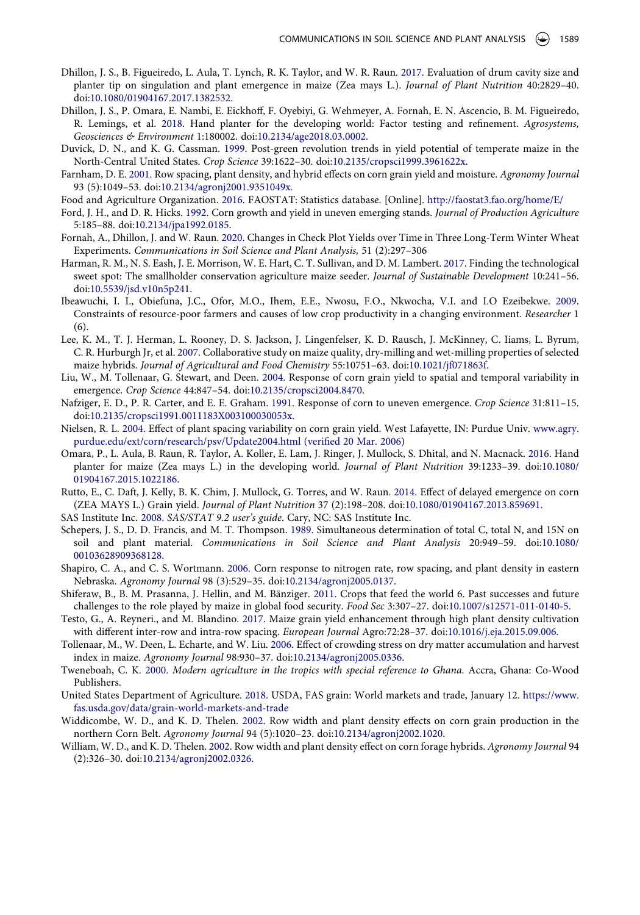Dhillon, J. S., B. Figueiredo, L. Aula, T. Lynch, R. K. Taylor, and W. R. Raun. 2017. Evaluation of drum cavity size and planter tip on singulation and plant emergence in maize (Zea mays L.). *Journal of Plant Nutrition* 40:2829–40. doi:10.1080/01904167.2017.1382532.

Dhillon, J. S., P. Omara, E. Nambi, E. Eickhoff, F. Oyebiyi, G. Wehmeyer, A. Fornah, E. N. Ascencio, B. M. Figueiredo, R. Lemings, et al. 2018. Hand planter for the developing world: Factor testing and refinement. *Agrosystems, Geosciences & Environment* 1:180002. doi:10.2134/age2018.03.0002.

Duvick, D. N., and K. G. Cassman. 1999. Post-green revolution trends in yield potential of temperate maize in the North-Central United States. *Crop Science* 39:1622–30. doi:10.2135/cropsci1999.3961622x.

Farnham, D. E. 2001. Row spacing, plant density, and hybrid effects on corn grain yield and moisture. *Agronomy Journal* 93 (5):1049–53. doi:10.2134/agronj2001.9351049x.

Food and Agriculture Organization. 2016. FAOSTAT: Statistics database. [Online]. http://faostat3.fao.org/home/E/

Ford, J. H., and D. R. Hicks. 1992. Corn growth and yield in uneven emerging stands. *Journal of Production Agriculture* 5:185–88. doi:10.2134/jpa1992.0185.

Fornah, A., Dhillon, J. and W. Raun. 2020. Changes in Check Plot Yields over Time in Three Long-Term Winter Wheat Experiments. *Communications in Soil Science and Plant Analysis,* 51 (2):297–306

Harman, R. M., N. S. Eash, J. E. Morrison, W. E. Hart, C. T. Sullivan, and D. M. Lambert. 2017. Finding the technological sweet spot: The smallholder conservation agriculture maize seeder. *Journal of Sustainable Development* 10:241–56. doi:10.5539/jsd.v10n5p241.

Ibeawuchi, I. I., Obiefuna, J.C., Ofor, M.O., Ihem, E.E., Nwosu, F.O., Nkwocha, V.I. and I.O Ezeibekwe. 2009. Constraints of resource-poor farmers and causes of low crop productivity in a changing environment. *Researcher* 1 (6).

Lee, K. M., T. J. Herman, L. Rooney, D. S. Jackson, J. Lingenfelser, K. D. Rausch, J. McKinney, C. Iiams, L. Byrum, C. R. Hurburgh Jr, et al. 2007. Collaborative study on maize quality, dry-milling and wet-milling properties of selected maize hybrids. *Journal of Agricultural and Food Chemistry* 55:10751–63. doi:10.1021/jf071863f.

Liu, W., M. Tollenaar, G. Stewart, and Deen. 2004. Response of corn grain yield to spatial and temporal variability in emergence. *Crop Science* 44:847–54. doi:10.2135/cropsci2004.8470.

Nafziger, E. D., P. R. Carter, and E. E. Graham. 1991. Response of corn to uneven emergence. *Crop Science* 31:811–15. doi:10.2135/cropsci1991.0011183X003100030053x.

Nielsen, R. L. 2004. Effect of plant spacing variability on corn grain yield. West Lafayette, IN: Purdue Univ. www.agry.purdue.edu/ext/corn/research/psv/Update2004.html (verified 20 Mar. 2006)

Omara, P., L. Aula, B. Raun, R. Taylor, A. Koller, E. Lam, J. Ringer, J. Mullock, S. Dhital, and N. Macnack. 2016. Hand planter for maize (Zea mays L.) in the developing world. *Journal of Plant Nutrition* 39:1233–39. doi:10.1080/01904167.2015.1022186.

Rutto, E., C. Daft, J. Kelly, B. K. Chim, J. Mullock, G. Torres, and W. Raun. 2014. Effect of delayed emergence on corn (ZEA MAYS L.) Grain yield. *Journal of Plant Nutrition* 37 (2):198–208. doi:10.1080/01904167.2013.859691.

SAS Institute Inc. 2008. *SAS/STAT 9.2 user's guide*. Cary, NC: SAS Institute Inc.

Schepers, J. S., D. D. Francis, and M. T. Thompson. 1989. Simultaneous determination of total C, total N, and 15N on soil and plant material. *Communications in Soil Science and Plant Analysis* 20:949–59. doi:10.1080/00103628909368128.

Shapiro, C. A., and C. S. Wortmann. 2006. Corn response to nitrogen rate, row spacing, and plant density in eastern Nebraska. *Agronomy Journal* 98 (3):529–35. doi:10.2134/agronj2005.0137.

Shiferaw, B., B. M. Prasanna, J. Hellin, and M. Bänziger. 2011. Crops that feed the world 6. Past successes and future challenges to the role played by maize in global food security. *Food Sec* 3:307–27. doi:10.1007/s12571-011-0140-5.

Testo, G., A. Reyneri., and M. Blandino. 2017. Maize grain yield enhancement through high plant density cultivation with different inter-row and intra-row spacing. *European Journal* Agro:72:28–37. doi:10.1016/j.eja.2015.09.006.

Tollenaar, M., W. Deen, L. Echarte, and W. Liu. 2006. Effect of crowding stress on dry matter accumulation and harvest index in maize. *Agronomy Journal* 98:930–37. doi:10.2134/agronj2005.0336.

Tweneboah, C. K. 2000. *Modern agriculture in the tropics with special reference to Ghana*. Accra, Ghana: Co-Wood Publishers.

United States Department of Agriculture. 2018. USDA, FAS grain: World markets and trade, January 12. https://www.fas.usda.gov/data/grain-world-markets-and-trade

Widdicombe, W. D., and K. D. Thelen. 2002. Row width and plant density effects on corn grain production in the northern Corn Belt. *Agronomy Journal* 94 (5):1020–23. doi:10.2134/agronj2002.1020.

William, W. D., and K. D. Thelen. 2002. Row width and plant density effect on corn forage hybrids. *Agronomy Journal* 94 (2):326–30. doi:10.2134/agronj2002.0326.